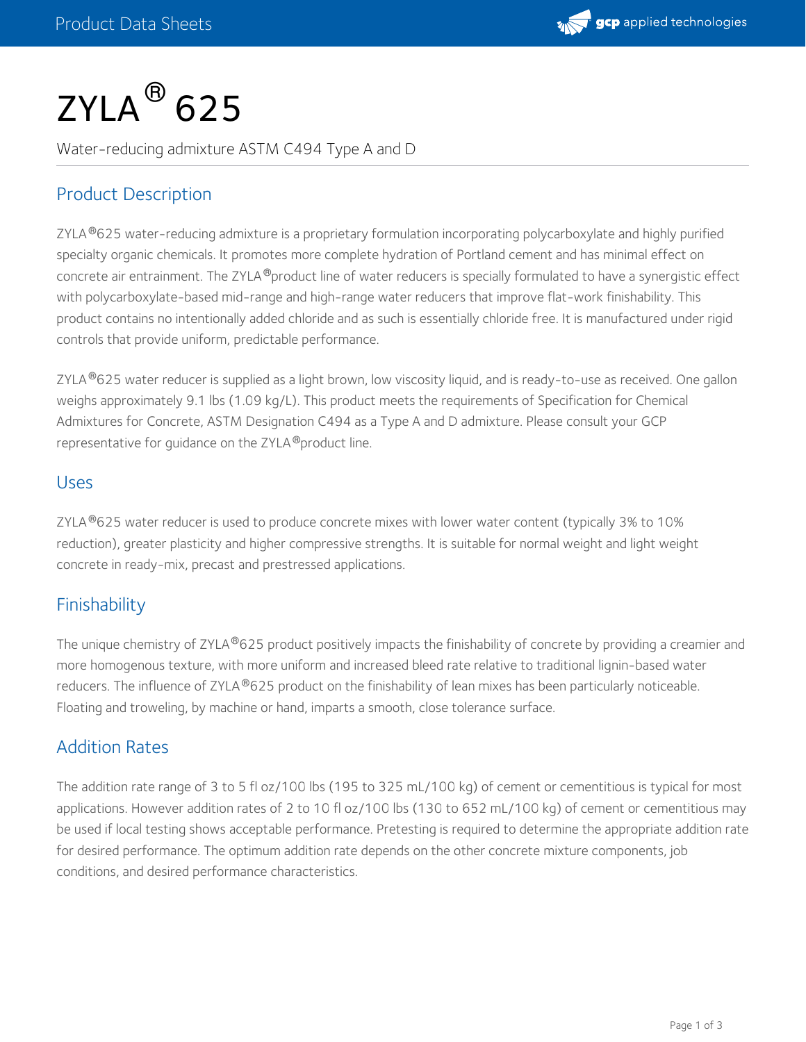# ZYLA® 625

Water-reducing admixture ASTM C494 Type A and D

## Product Description

ZYLA®625 water-reducing admixture is a proprietary formulation incorporating polycarboxylate and highly purified specialty organic chemicals. It promotes more complete hydration of Portland cement and has minimal effect on concrete air entrainment. The ZYLA® product line of water reducers is specially formulated to have a synergistic effect with polycarboxylate-based mid-range and high-range water reducers that improve flat-work finishability. This product contains no intentionally added chloride and as such is essentially chloride free. It is manufactured under rigid controls that provide uniform, predictable performance.

ZYLA®625 water reducer is supplied as a light brown, low viscosity liquid, and is ready-to-use as received. One gallon weighs approximately 9.1 lbs (1.09 kg/L). This product meets the requirements of Specification for Chemical Admixtures for Concrete, ASTM Designation C494 as a Type A and D admixture. Please consult your GCP representative for guidance on the ZYLA® product line.

## Uses

ZYLA®625 water reducer is used to produce concrete mixes with lower water content (typically 3% to 10% reduction), greater plasticity and higher compressive strengths. It is suitable for normal weight and light weight concrete in ready-mix, precast and prestressed applications.

## Finishability

The unique chemistry of ZYLA®625 product positively impacts the finishability of concrete by providing a creamier and more homogenous texture, with more uniform and increased bleed rate relative to traditional lignin-based water reducers. The influence of ZYLA®625 product on the finishability of lean mixes has been particularly noticeable. Floating and troweling, by machine or hand, imparts a smooth, close tolerance surface.

## Addition Rates

The addition rate range of 3 to 5 fl oz/100 lbs (195 to 325 mL/100 kg) of cement or cementitious is typical for most applications. However addition rates of 2 to 10 fl oz/100 lbs (130 to 652 mL/100 kg) of cement or cementitious may be used if local testing shows acceptable performance. Pretesting is required to determine the appropriate addition rate for desired performance. The optimum addition rate depends on the other concrete mixture components, job conditions, and desired performance characteristics.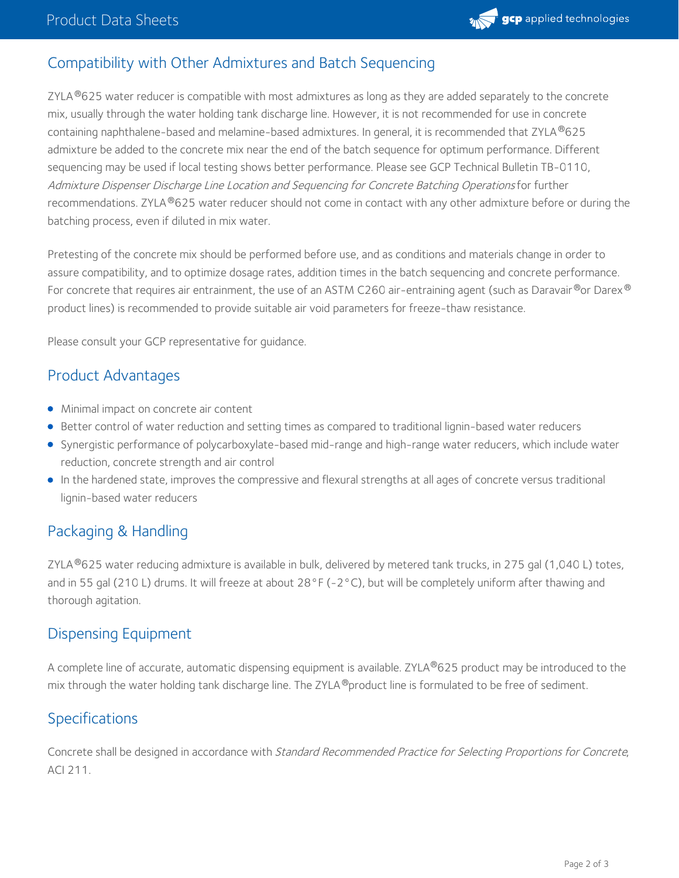## Compatibility with Other Admixtures and Batch Sequencing

ZYLA®625 water reducer is compatible with most admixtures as long as they are added separately to the concrete mix, usually through the water holding tank discharge line. However, it is not recommended for use in concrete containing naphthalene-based and melamine-based admixtures. In general, it is recommended that ZYLA®625 admixture be added to the concrete mix near the end of the batch sequence for optimum performance. Different sequencing may be used if local testing shows better performance. Please see GCP Technical Bulletin TB-0110, *Admixture Dispenser Discharge Line Location and Sequencing for Concrete Batching Operations* for further recommendations. ZYLA®625 water reducer should not come in contact with any other admixture before or during the batching process, even if diluted in mix water.

Pretesting of the concrete mix should be performed before use, and as conditions and materials change in order to assure compatibility, and to optimize dosage rates, addition times in the batch sequencing and concrete performance. For concrete that requires air entrainment, the use of an ASTM C260 air-entraining agent (such as Daravair® or Darex® product lines) is recommended to provide suitable air void parameters for freeze-thaw resistance.

Please consult your GCP representative for guidance.

## Product Advantages

- Minimal impact on concrete air content
- Better control of water reduction and setting times as compared to traditional lignin-based water reducers
- Synergistic performance of polycarboxylate-based mid-range and high-range water reducers, which include water reduction, concrete strength and air control
- In the hardened state, improves the compressive and flexural strengths at all ages of concrete versus traditional lignin-based water reducers

## Packaging & Handling

ZYLA®625 water reducing admixture is available in bulk, delivered by metered tank trucks, in 275 gal (1,040 L) totes, and in 55 gal (210 L) drums. It will freeze at about 28°F (-2°C), but will be completely uniform after thawing and thorough agitation.

## Dispensing Equipment

A complete line of accurate, automatic dispensing equipment is available. ZYLA®625 product may be introduced to the mix through the water holding tank discharge line. The ZYLA® product line is formulated to be free of sediment.

## Specifications

Concrete shall be designed in accordance with *Standard Recommended Practice for Selecting Proportions for Concrete*, ACI 211.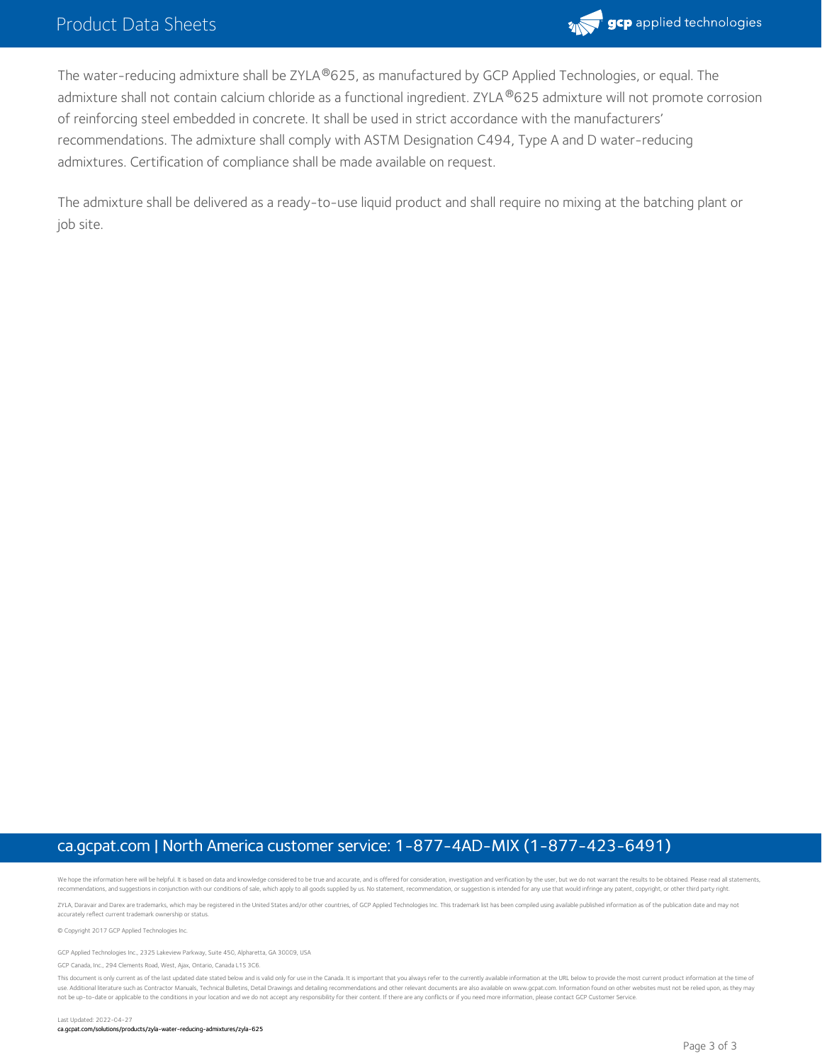The water-reducing admixture shall be ZYLA®625, as manufactured by GCP Applied Technologies, or equal. The admixture shall not contain calcium chloride as a functional ingredient. ZYLA®625 admixture will not promote corrosion of reinforcing steel embedded in concrete. It shall be used in strict accordance with the manufacturers' recommendations. The admixture shall comply with ASTM Designation C494, Type A and D water-reducing admixtures. Certification of compliance shall be made available on request.

The admixture shall be delivered as a ready-to-use liquid product and shall require no mixing at the batching plant or job site.

ca.gcpat.com | North America customer service: 1-877-4AD-MIX (1-877-423-6491)

We hope the information here will be helpful. It is based on data and knowledge considered to be true and accurate, and is offered for consideration, investigation and verification by the user, but we do not warrant the results to be obtained. Please read all statements, recommendations, and suggestions in conjunction with our conditions of sale, which apply to all goods supplied by us. No statement, recommendation, or suggestion is intended for any use that would infringe any patent, copyright, or other third party right.

ZYLA, Daravair and Darex are trademarks, which may be registered in the United States and/or other countries, of GCP Applied Technologies Inc. This trademark list has been compiled using available published information as of the publication date and may not accurately reflect current trademark ownership or status.

© Copyright 2017 GCP Applied Technologies Inc.

GCP Applied Technologies Inc., 2325 Lakeview Parkway, Suite 450, Alpharetta, GA 30009, USA

GCP Canada, Inc., 294 Clements Road, West, Ajax, Ontario, Canada L1S 3C6.

This document is only current as of the last updated date stated below and is valid only for use in the Canada. It is important that you always refer to the currently available information at the URL below to provide the most current product information at the time of use. Additional literature such as Contractor Manuals, Technical Bulletins, Detail Drawings and detailing recommendations and other relevant documents are also available on www.gcpat.com. Information found on other websites must not be relied upon, as they may not be up-to-date or applicable to the conditions in your location and we do not accept any responsibility for their content. If there are any conflicts or if you need more information, please contact GCP Customer Service.

Last Updated: 2022-04-27
ca.gcpat.com/solutions/products/zyla-water-reducing-admixtures/zyla-625